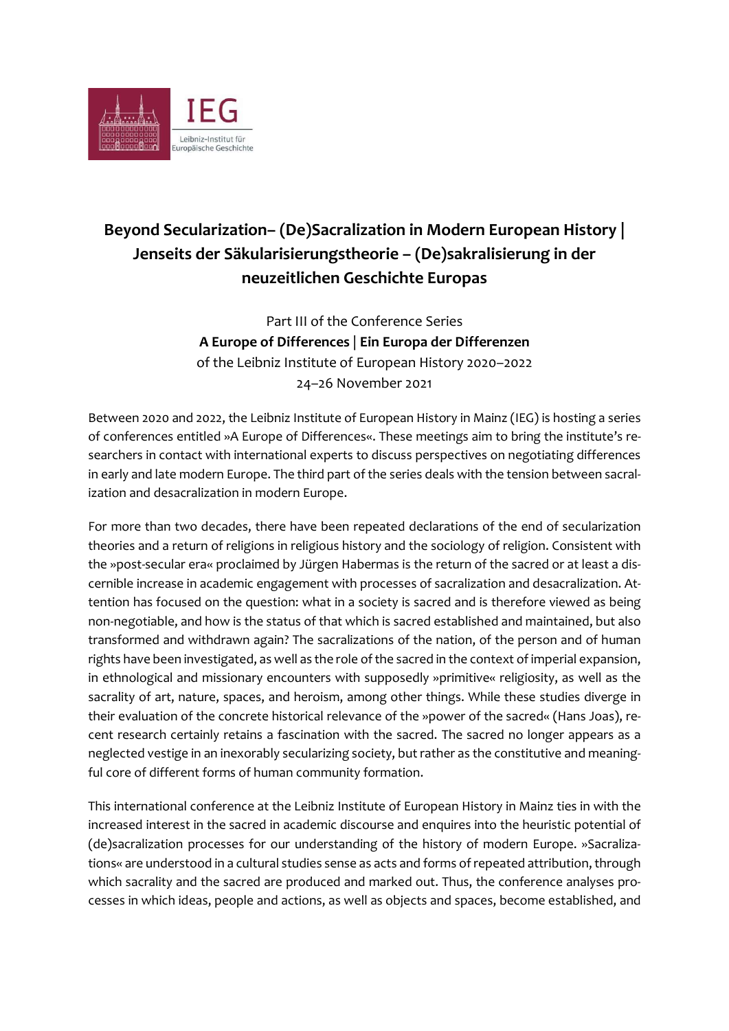IEG

Leibniz-Institut für Europäische Geschichte

# Beyond Secularization– (De)Sacralization in Modern European History | Jenseits der Säkularisierungstheorie – (De)sakralisierung in der neuzeitlichen Geschichte Europas

Part III of the Conference Series
**A Europe of Differences | Ein Europa der Differenzen**
of the Leibniz Institute of European History 2020–2022
24–26 November 2021

Between 2020 and 2022, the Leibniz Institute of European History in Mainz (IEG) is hosting a series of conferences entitled »A Europe of Differences«. These meetings aim to bring the institute's researchers in contact with international experts to discuss perspectives on negotiating differences in early and late modern Europe. The third part of the series deals with the tension between sacralization and desacralization in modern Europe.

For more than two decades, there have been repeated declarations of the end of secularization theories and a return of religions in religious history and the sociology of religion. Consistent with the »post-secular era« proclaimed by Jürgen Habermas is the return of the sacred or at least a discernible increase in academic engagement with processes of sacralization and desacralization. Attention has focused on the question: what in a society is sacred and is therefore viewed as being non-negotiable, and how is the status of that which is sacred established and maintained, but also transformed and withdrawn again? The sacralizations of the nation, of the person and of human rights have been investigated, as well as the role of the sacred in the context of imperial expansion, in ethnological and missionary encounters with supposedly »primitive« religiosity, as well as the sacrality of art, nature, spaces, and heroism, among other things. While these studies diverge in their evaluation of the concrete historical relevance of the »power of the sacred« (Hans Joas), recent research certainly retains a fascination with the sacred. The sacred no longer appears as a neglected vestige in an inexorably secularizing society, but rather as the constitutive and meaningful core of different forms of human community formation.

This international conference at the Leibniz Institute of European History in Mainz ties in with the increased interest in the sacred in academic discourse and enquires into the heuristic potential of (de)sacralization processes for our understanding of the history of modern Europe. »Sacralizations« are understood in a cultural studies sense as acts and forms of repeated attribution, through which sacrality and the sacred are produced and marked out. Thus, the conference analyses processes in which ideas, people and actions, as well as objects and spaces, become established, and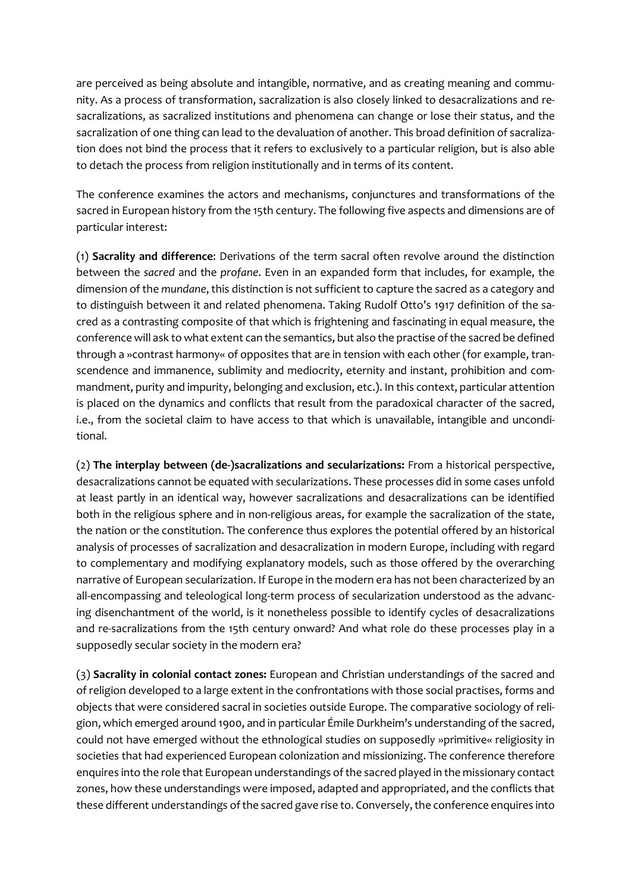are perceived as being absolute and intangible, normative, and as creating meaning and community. As a process of transformation, sacralization is also closely linked to desacralizations and re-sacralizations, as sacralized institutions and phenomena can change or lose their status, and the sacralization of one thing can lead to the devaluation of another. This broad definition of sacralization does not bind the process that it refers to exclusively to a particular religion, but is also able to detach the process from religion institutionally and in terms of its content.

The conference examines the actors and mechanisms, conjunctures and transformations of the sacred in European history from the 15th century. The following five aspects and dimensions are of particular interest:

(1) **Sacrality and difference**: Derivations of the term sacral often revolve around the distinction between the *sacred* and the *profane*. Even in an expanded form that includes, for example, the dimension of the *mundane*, this distinction is not sufficient to capture the sacred as a category and to distinguish between it and related phenomena. Taking Rudolf Otto's 1917 definition of the sacred as a contrasting composite of that which is frightening and fascinating in equal measure, the conference will ask to what extent can the semantics, but also the practise of the sacred be defined through a »contrast harmony« of opposites that are in tension with each other (for example, transcendence and immanence, sublimity and mediocrity, eternity and instant, prohibition and commandment, purity and impurity, belonging and exclusion, etc.). In this context, particular attention is placed on the dynamics and conflicts that result from the paradoxical character of the sacred, i.e., from the societal claim to have access to that which is unavailable, intangible and unconditional.

(2) **The interplay between (de-)sacralizations and secularizations:** From a historical perspective, desacralizations cannot be equated with secularizations. These processes did in some cases unfold at least partly in an identical way, however sacralizations and desacralizations can be identified both in the religious sphere and in non-religious areas, for example the sacralization of the state, the nation or the constitution. The conference thus explores the potential offered by an historical analysis of processes of sacralization and desacralization in modern Europe, including with regard to complementary and modifying explanatory models, such as those offered by the overarching narrative of European secularization. If Europe in the modern era has not been characterized by an all-encompassing and teleological long-term process of secularization understood as the advancing disenchantment of the world, is it nonetheless possible to identify cycles of desacralizations and re-sacralizations from the 15th century onward? And what role do these processes play in a supposedly secular society in the modern era?

(3) **Sacrality in colonial contact zones:** European and Christian understandings of the sacred and of religion developed to a large extent in the confrontations with those social practises, forms and objects that were considered sacral in societies outside Europe. The comparative sociology of religion, which emerged around 1900, and in particular Émile Durkheim's understanding of the sacred, could not have emerged without the ethnological studies on supposedly »primitive« religiosity in societies that had experienced European colonization and missionizing. The conference therefore enquires into the role that European understandings of the sacred played in the missionary contact zones, how these understandings were imposed, adapted and appropriated, and the conflicts that these different understandings of the sacred gave rise to. Conversely, the conference enquires into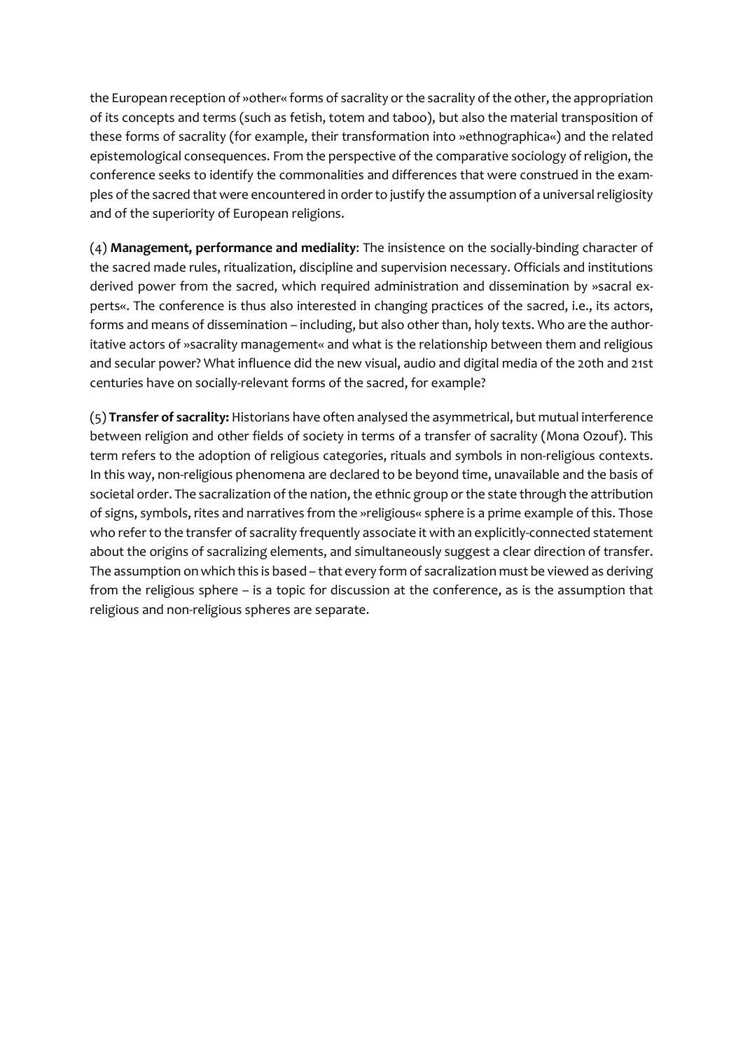the European reception of »other« forms of sacrality or the sacrality of the other, the appropriation of its concepts and terms (such as fetish, totem and taboo), but also the material transposition of these forms of sacrality (for example, their transformation into »ethnographica«) and the related epistemological consequences. From the perspective of the comparative sociology of religion, the conference seeks to identify the commonalities and differences that were construed in the examples of the sacred that were encountered in order to justify the assumption of a universal religiosity and of the superiority of European religions.

(4) **Management, performance and mediality**: The insistence on the socially-binding character of the sacred made rules, ritualization, discipline and supervision necessary. Officials and institutions derived power from the sacred, which required administration and dissemination by »sacral experts«. The conference is thus also interested in changing practices of the sacred, i.e., its actors, forms and means of dissemination – including, but also other than, holy texts. Who are the authoritative actors of »sacrality management« and what is the relationship between them and religious and secular power? What influence did the new visual, audio and digital media of the 20th and 21st centuries have on socially-relevant forms of the sacred, for example?

(5) **Transfer of sacrality:** Historians have often analysed the asymmetrical, but mutual interference between religion and other fields of society in terms of a transfer of sacrality (Mona Ozouf). This term refers to the adoption of religious categories, rituals and symbols in non-religious contexts. In this way, non-religious phenomena are declared to be beyond time, unavailable and the basis of societal order. The sacralization of the nation, the ethnic group or the state through the attribution of signs, symbols, rites and narratives from the »religious« sphere is a prime example of this. Those who refer to the transfer of sacrality frequently associate it with an explicitly-connected statement about the origins of sacralizing elements, and simultaneously suggest a clear direction of transfer. The assumption on which this is based – that every form of sacralization must be viewed as deriving from the religious sphere – is a topic for discussion at the conference, as is the assumption that religious and non-religious spheres are separate.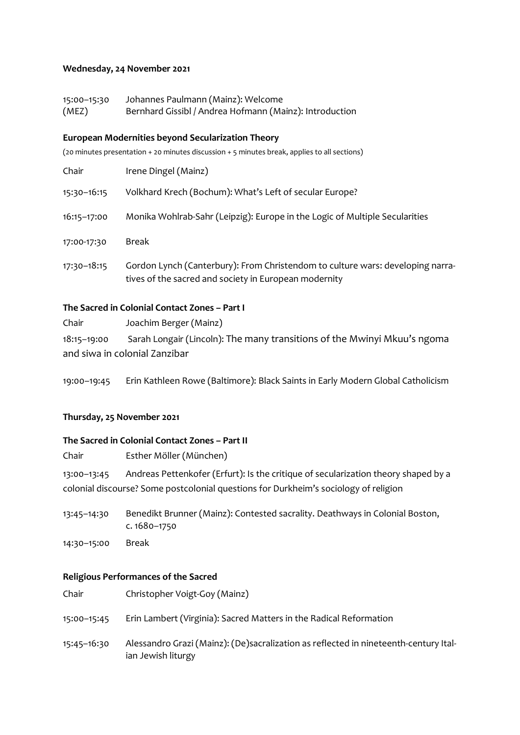**Wednesday, 24 November 2021**

15:00–15:30 (MEZ) Johannes Paulmann (Mainz): Welcome
Bernhard Gissibl / Andrea Hofmann (Mainz): Introduction

**European Modernities beyond Secularization Theory**

(20 minutes presentation + 20 minutes discussion + 5 minutes break, applies to all sections)

Chair Irene Dingel (Mainz)

15:30–16:15 Volkhard Krech (Bochum): What's Left of secular Europe?

16:15–17:00 Monika Wohlrab-Sahr (Leipzig): Europe in the Logic of Multiple Secularities

17:00-17:30 Break

17:30–18:15 Gordon Lynch (Canterbury): From Christendom to culture wars: developing narratives of the sacred and society in European modernity

**The Sacred in Colonial Contact Zones – Part I**

Chair Joachim Berger (Mainz)

18:15–19:00 Sarah Longair (Lincoln): The many transitions of the Mwinyi Mkuu's ngoma and siwa in colonial Zanzibar

19:00–19:45 Erin Kathleen Rowe (Baltimore): Black Saints in Early Modern Global Catholicism

**Thursday, 25 November 2021**

**The Sacred in Colonial Contact Zones – Part II**

Chair Esther Möller (München)

13:00–13:45 Andreas Pettenkofer (Erfurt): Is the critique of secularization theory shaped by a colonial discourse? Some postcolonial questions for Durkheim's sociology of religion

13:45–14:30 Benedikt Brunner (Mainz): Contested sacrality. Deathways in Colonial Boston, c. 1680–1750

14:30–15:00 Break

**Religious Performances of the Sacred**

Chair Christopher Voigt-Goy (Mainz)

15:00–15:45 Erin Lambert (Virginia): Sacred Matters in the Radical Reformation

15:45–16:30 Alessandro Grazi (Mainz): (De)sacralization as reflected in nineteenth-century Italian Jewish liturgy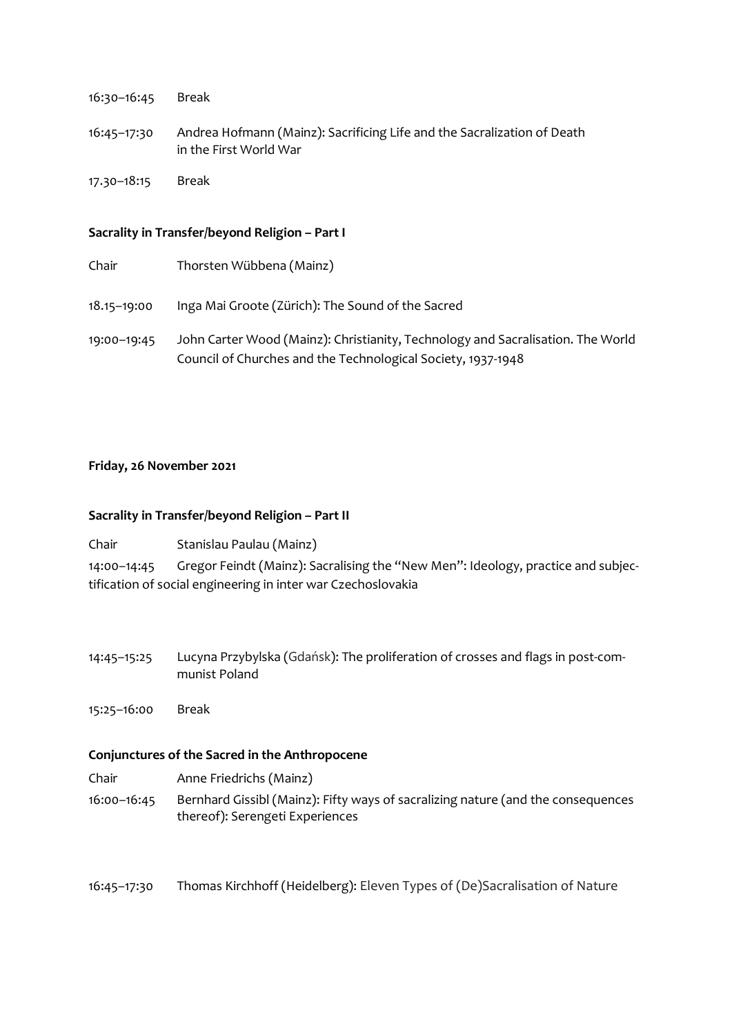16:30–16:45 Break

16:45–17:30 Andrea Hofmann (Mainz): Sacrificing Life and the Sacralization of Death in the First World War

17.30–18:15 Break

**Sacrality in Transfer/beyond Religion – Part I**

Chair Thorsten Wübbena (Mainz)

18.15–19:00 Inga Mai Groote (Zürich): The Sound of the Sacred

19:00–19:45 John Carter Wood (Mainz): Christianity, Technology and Sacralisation. The World Council of Churches and the Technological Society, 1937-1948

**Friday, 26 November 2021**

**Sacrality in Transfer/beyond Religion – Part II**

Chair Stanislau Paulau (Mainz)

14:00–14:45 Gregor Feindt (Mainz): Sacralising the "New Men": Ideology, practice and subjectification of social engineering in inter war Czechoslovakia

14:45–15:25 Lucyna Przybylska (Gdańsk): The proliferation of crosses and flags in post-communist Poland

15:25–16:00 Break

**Conjunctures of the Sacred in the Anthropocene**

Chair Anne Friedrichs (Mainz)

16:00–16:45 Bernhard Gissibl (Mainz): Fifty ways of sacralizing nature (and the consequences thereof): Serengeti Experiences

16:45–17:30 Thomas Kirchhoff (Heidelberg): Eleven Types of (De)Sacralisation of Nature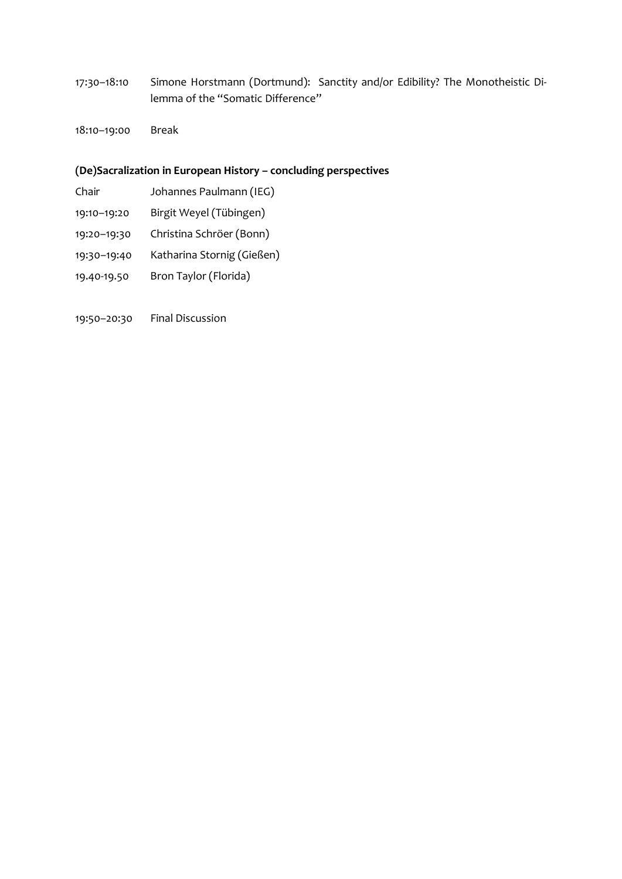17:30–18:10 Simone Horstmann (Dortmund): Sanctity and/or Edibility? The Monotheistic Dilemma of the "Somatic Difference"

18:10–19:00 Break

**(De)Sacralization in European History – concluding perspectives**

Chair Johannes Paulmann (IEG)

19:10–19:20 Birgit Weyel (Tübingen)

19:20–19:30 Christina Schröer (Bonn)

19:30–19:40 Katharina Stornig (Gießen)

19.40-19.50 Bron Taylor (Florida)

19:50–20:30 Final Discussion